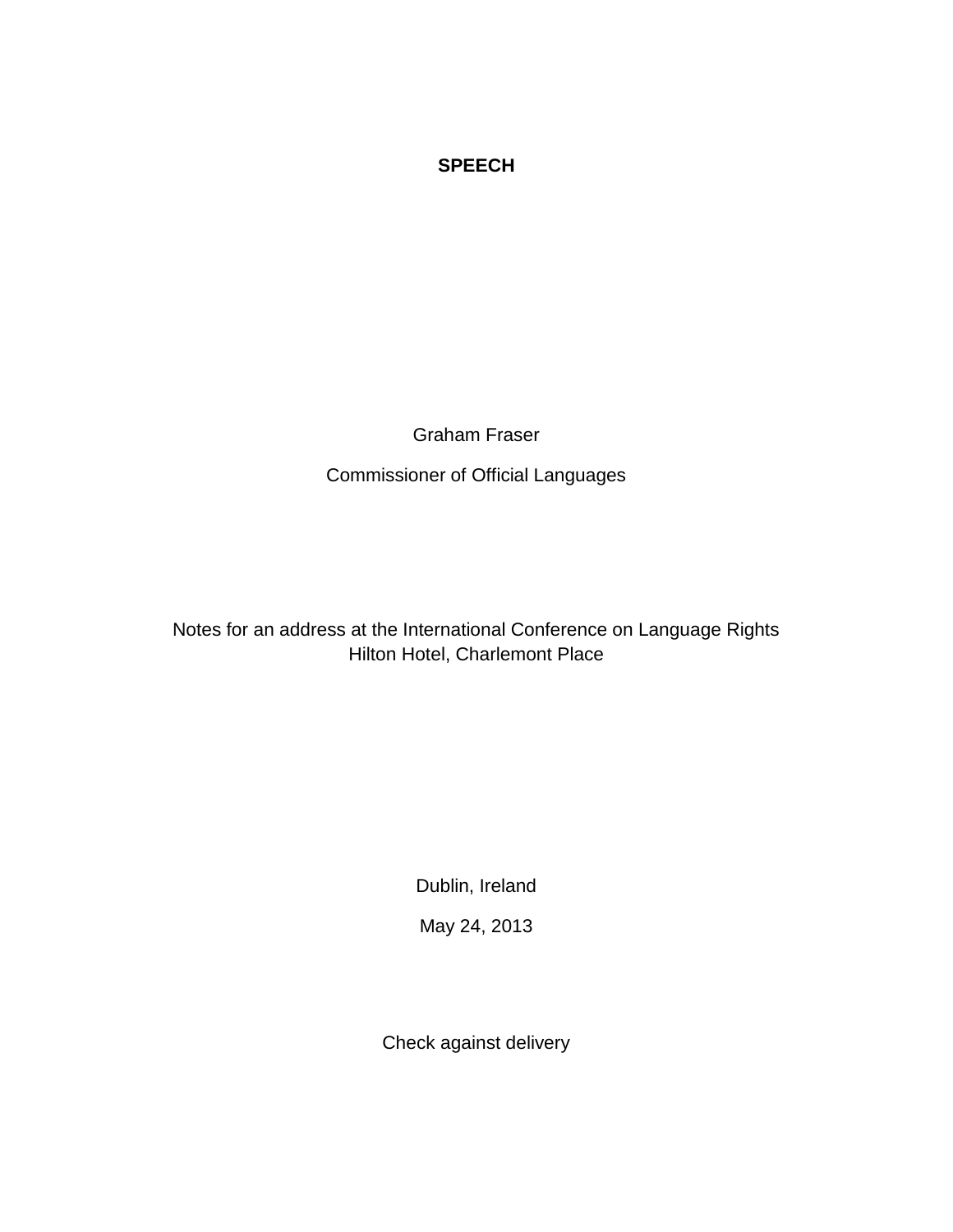**SPEECH**

Graham Fraser

Commissioner of Official Languages

Notes for an address at the International Conference on Language Rights
Hilton Hotel, Charlemont Place

Dublin, Ireland

May 24, 2013

Check against delivery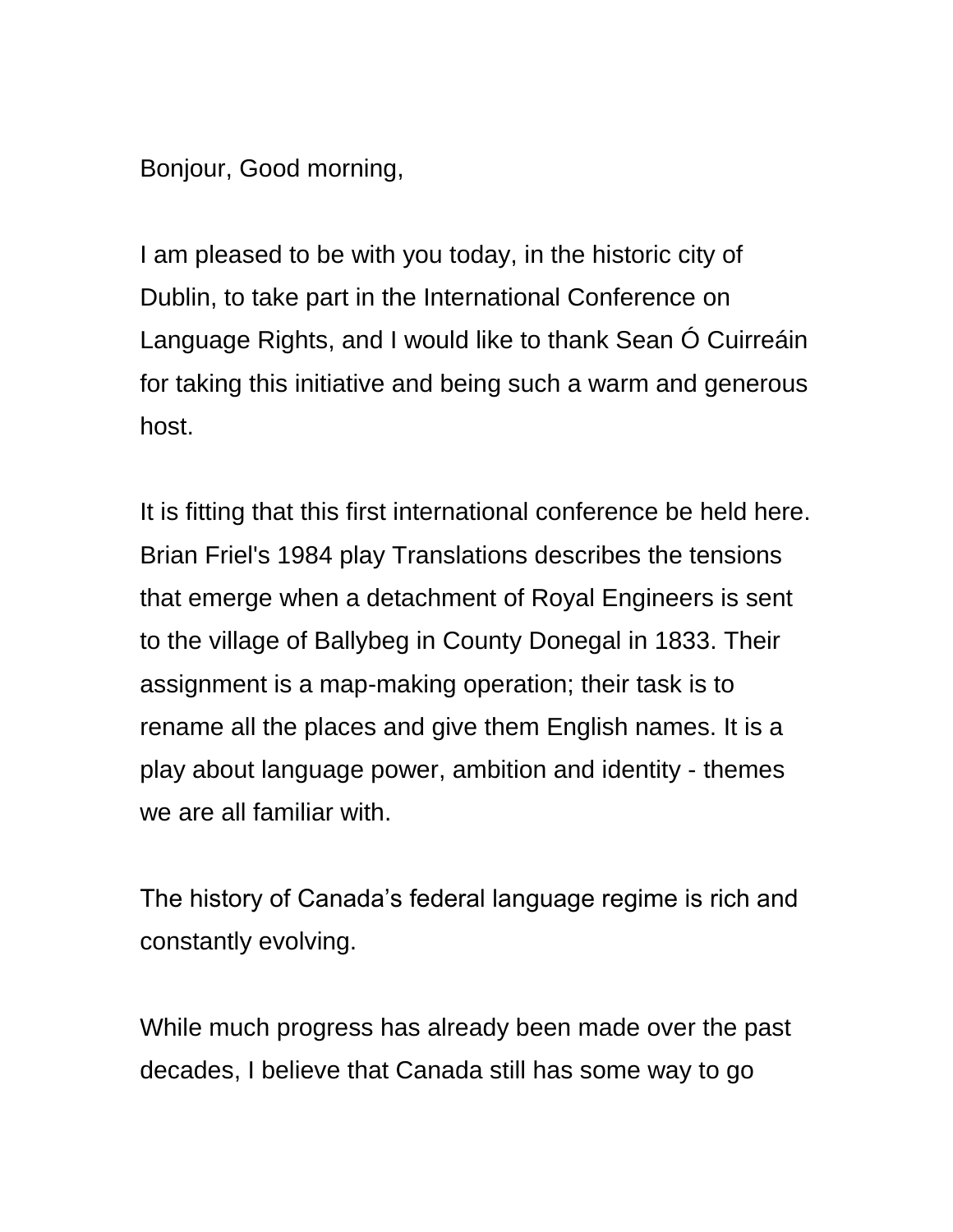Bonjour, Good morning,

I am pleased to be with you today, in the historic city of Dublin, to take part in the International Conference on Language Rights, and I would like to thank Sean Ó Cuirreáin for taking this initiative and being such a warm and generous host.

It is fitting that this first international conference be held here. Brian Friel's 1984 play Translations describes the tensions that emerge when a detachment of Royal Engineers is sent to the village of Ballybeg in County Donegal in 1833. Their assignment is a map-making operation; their task is to rename all the places and give them English names. It is a play about language power, ambition and identity - themes we are all familiar with.

The history of Canada's federal language regime is rich and constantly evolving.

While much progress has already been made over the past decades, I believe that Canada still has some way to go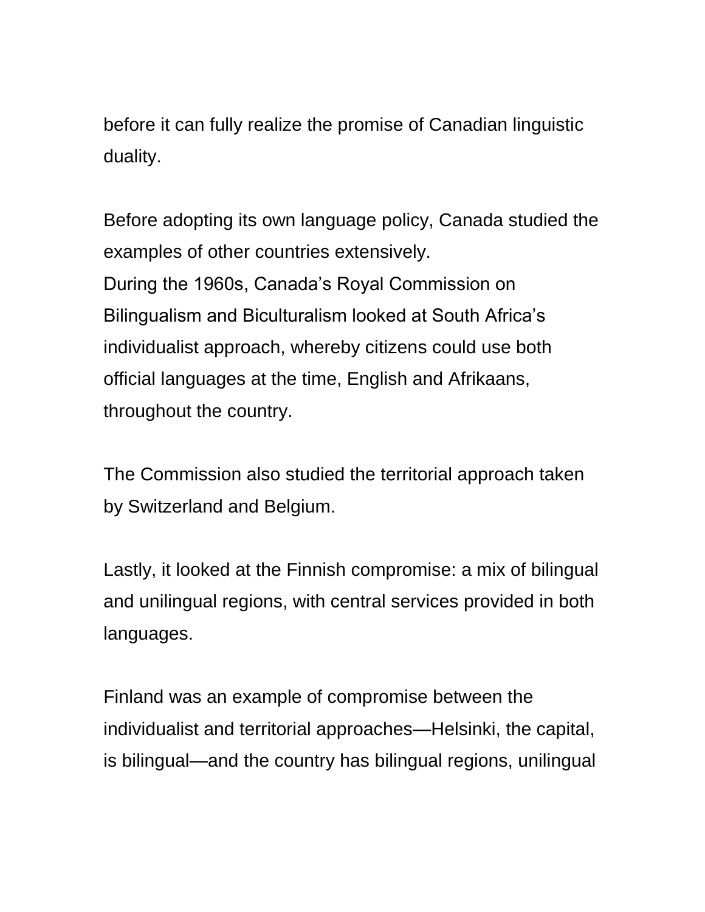before it can fully realize the promise of Canadian linguistic duality.

Before adopting its own language policy, Canada studied the examples of other countries extensively.
During the 1960s, Canada's Royal Commission on Bilingualism and Biculturalism looked at South Africa's individualist approach, whereby citizens could use both official languages at the time, English and Afrikaans, throughout the country.

The Commission also studied the territorial approach taken by Switzerland and Belgium.

Lastly, it looked at the Finnish compromise: a mix of bilingual and unilingual regions, with central services provided in both languages.

Finland was an example of compromise between the individualist and territorial approaches—Helsinki, the capital, is bilingual—and the country has bilingual regions, unilingual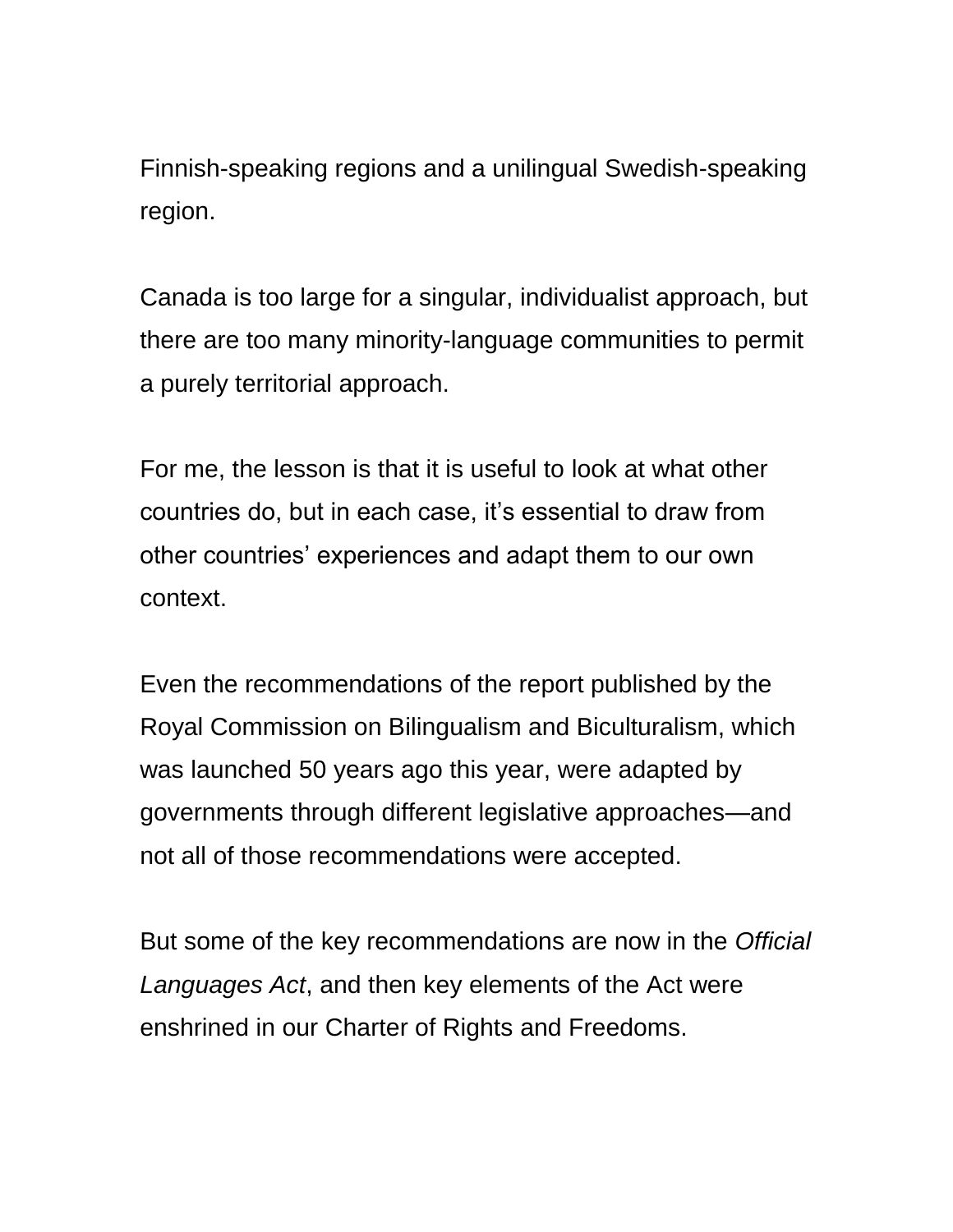Finnish-speaking regions and a unilingual Swedish-speaking region.

Canada is too large for a singular, individualist approach, but there are too many minority-language communities to permit a purely territorial approach.

For me, the lesson is that it is useful to look at what other countries do, but in each case, it's essential to draw from other countries' experiences and adapt them to our own context.

Even the recommendations of the report published by the Royal Commission on Bilingualism and Biculturalism, which was launched 50 years ago this year, were adapted by governments through different legislative approaches—and not all of those recommendations were accepted.

But some of the key recommendations are now in the *Official Languages Act*, and then key elements of the Act were enshrined in our Charter of Rights and Freedoms.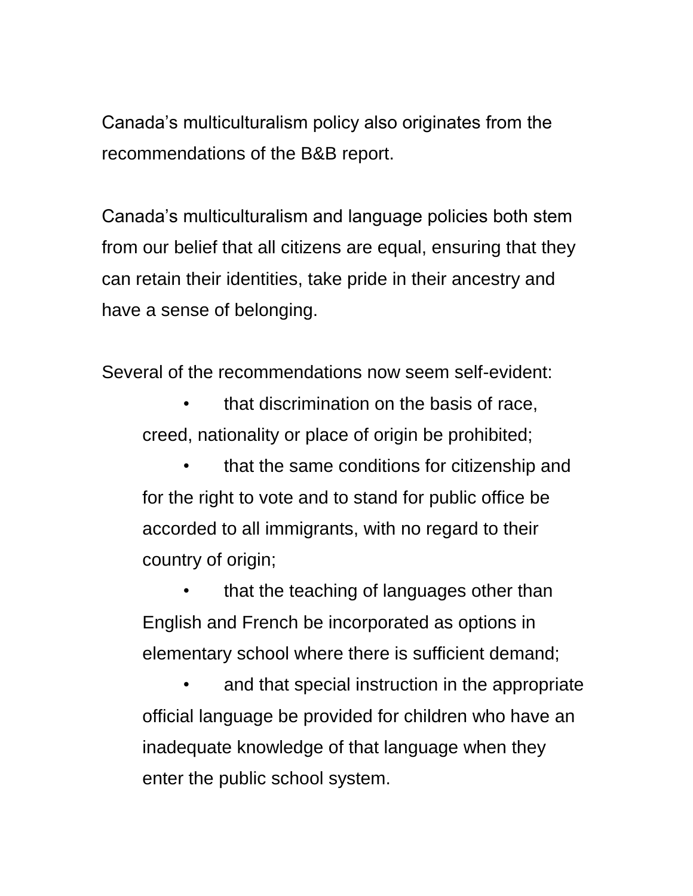Canada's multiculturalism policy also originates from the recommendations of the B&B report.

Canada's multiculturalism and language policies both stem from our belief that all citizens are equal, ensuring that they can retain their identities, take pride in their ancestry and have a sense of belonging.

Several of the recommendations now seem self-evident:

- that discrimination on the basis of race, creed, nationality or place of origin be prohibited;
- that the same conditions for citizenship and for the right to vote and to stand for public office be accorded to all immigrants, with no regard to their country of origin;
- that the teaching of languages other than English and French be incorporated as options in elementary school where there is sufficient demand;
- and that special instruction in the appropriate official language be provided for children who have an inadequate knowledge of that language when they enter the public school system.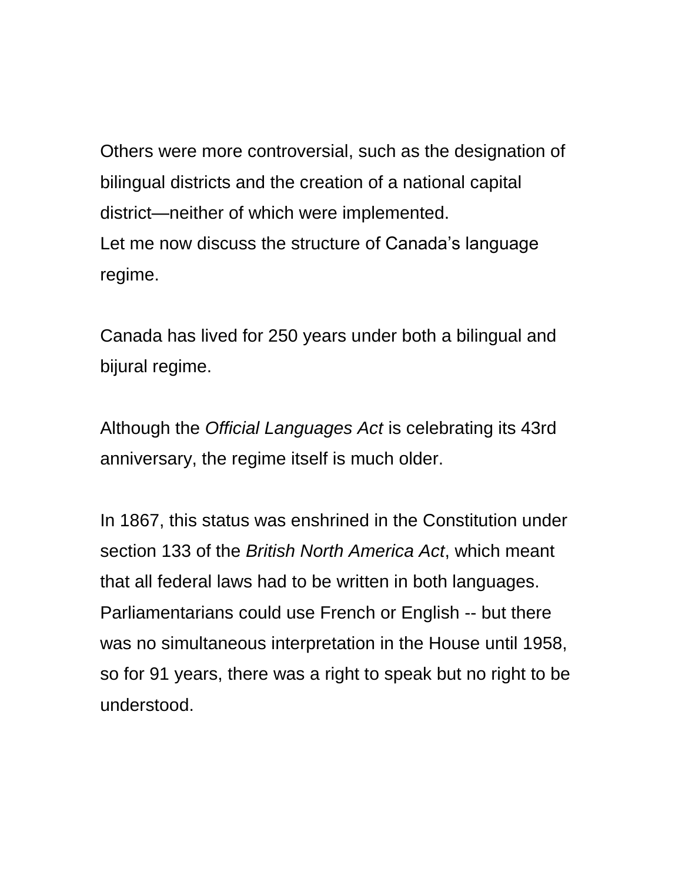Others were more controversial, such as the designation of bilingual districts and the creation of a national capital district—neither of which were implemented.
Let me now discuss the structure of Canada's language regime.

Canada has lived for 250 years under both a bilingual and bijural regime.

Although the *Official Languages Act* is celebrating its 43rd anniversary, the regime itself is much older.

In 1867, this status was enshrined in the Constitution under section 133 of the *British North America Act*, which meant that all federal laws had to be written in both languages. Parliamentarians could use French or English -- but there was no simultaneous interpretation in the House until 1958, so for 91 years, there was a right to speak but no right to be understood.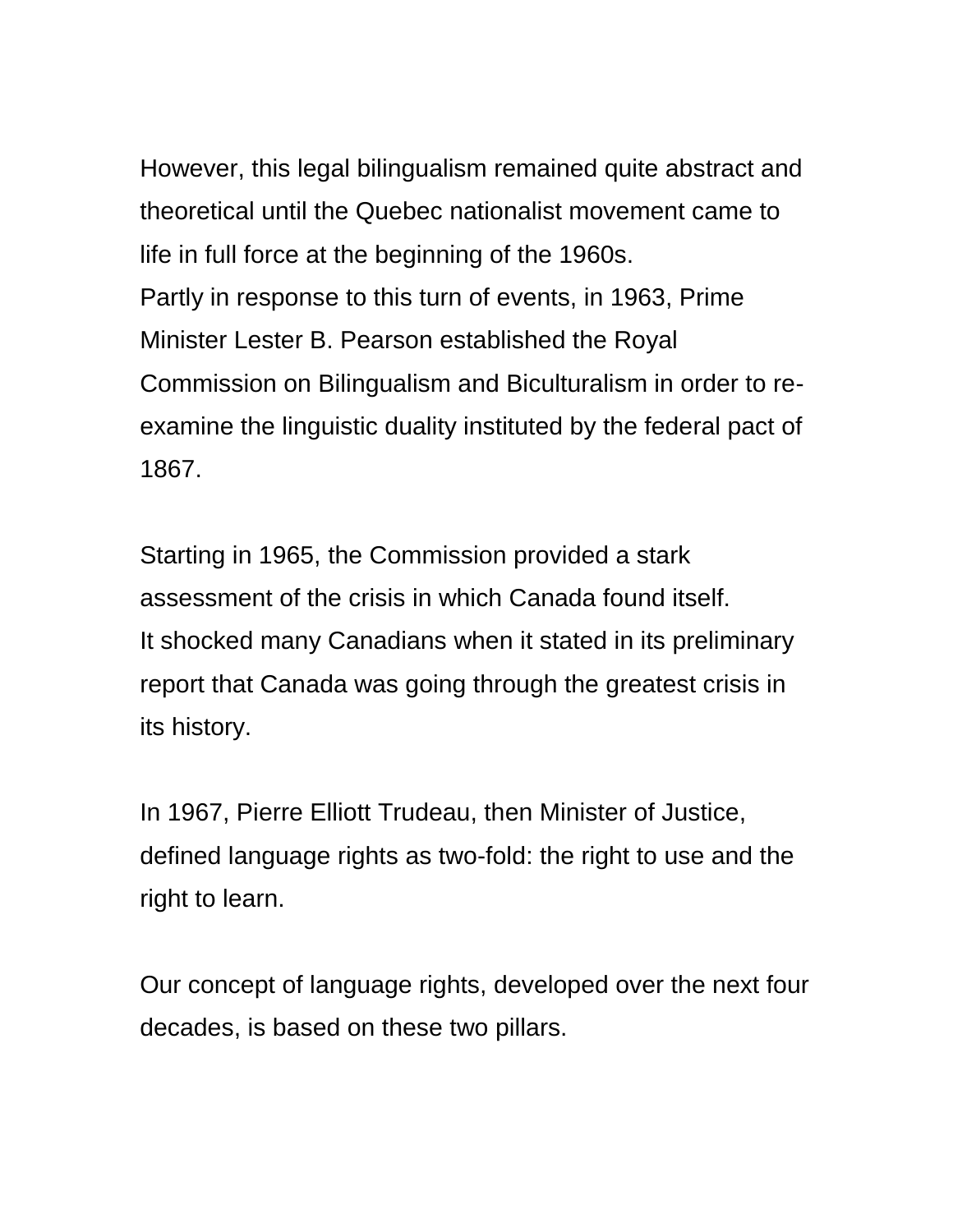However, this legal bilingualism remained quite abstract and theoretical until the Quebec nationalist movement came to life in full force at the beginning of the 1960s.
Partly in response to this turn of events, in 1963, Prime Minister Lester B. Pearson established the Royal Commission on Bilingualism and Biculturalism in order to re-examine the linguistic duality instituted by the federal pact of 1867.

Starting in 1965, the Commission provided a stark assessment of the crisis in which Canada found itself.
It shocked many Canadians when it stated in its preliminary report that Canada was going through the greatest crisis in its history.

In 1967, Pierre Elliott Trudeau, then Minister of Justice, defined language rights as two-fold: the right to use and the right to learn.

Our concept of language rights, developed over the next four decades, is based on these two pillars.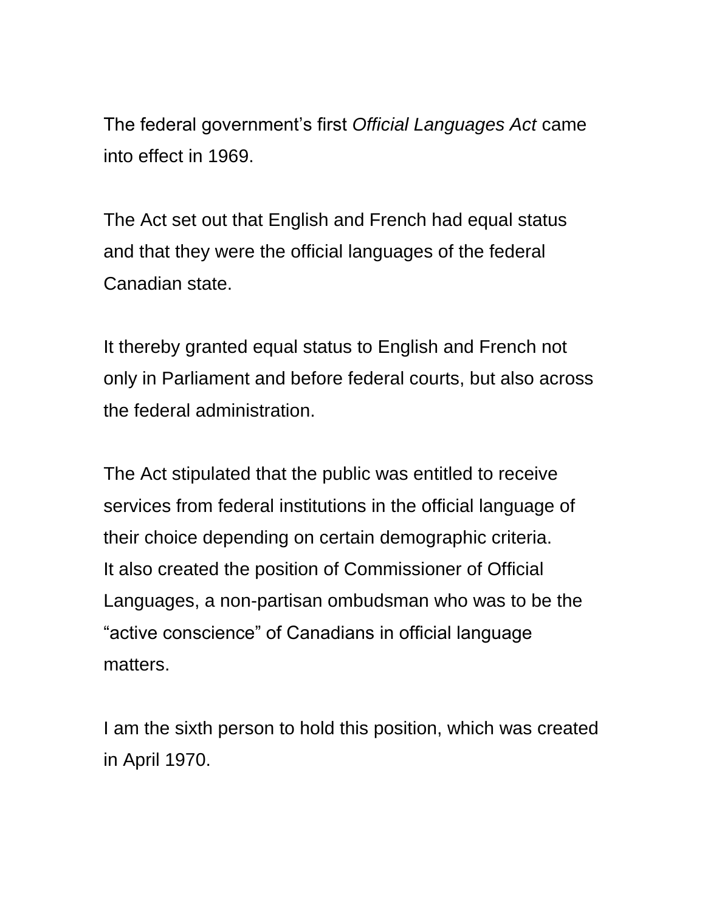The federal government's first *Official Languages Act* came into effect in 1969.

The Act set out that English and French had equal status and that they were the official languages of the federal Canadian state.

It thereby granted equal status to English and French not only in Parliament and before federal courts, but also across the federal administration.

The Act stipulated that the public was entitled to receive services from federal institutions in the official language of their choice depending on certain demographic criteria.
It also created the position of Commissioner of Official Languages, a non-partisan ombudsman who was to be the "active conscience" of Canadians in official language matters.

I am the sixth person to hold this position, which was created in April 1970.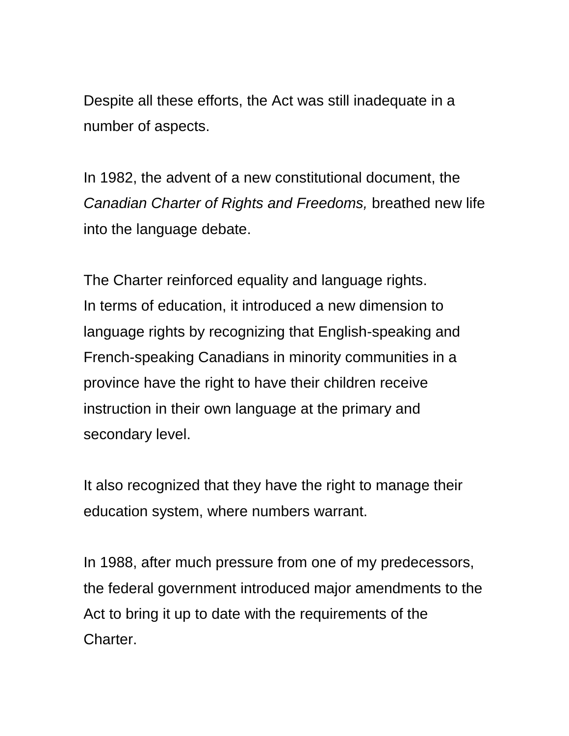Despite all these efforts, the Act was still inadequate in a number of aspects.

In 1982, the advent of a new constitutional document, the *Canadian Charter of Rights and Freedoms,* breathed new life into the language debate.

The Charter reinforced equality and language rights.
In terms of education, it introduced a new dimension to language rights by recognizing that English-speaking and French-speaking Canadians in minority communities in a province have the right to have their children receive instruction in their own language at the primary and secondary level.

It also recognized that they have the right to manage their education system, where numbers warrant.

In 1988, after much pressure from one of my predecessors, the federal government introduced major amendments to the Act to bring it up to date with the requirements of the Charter.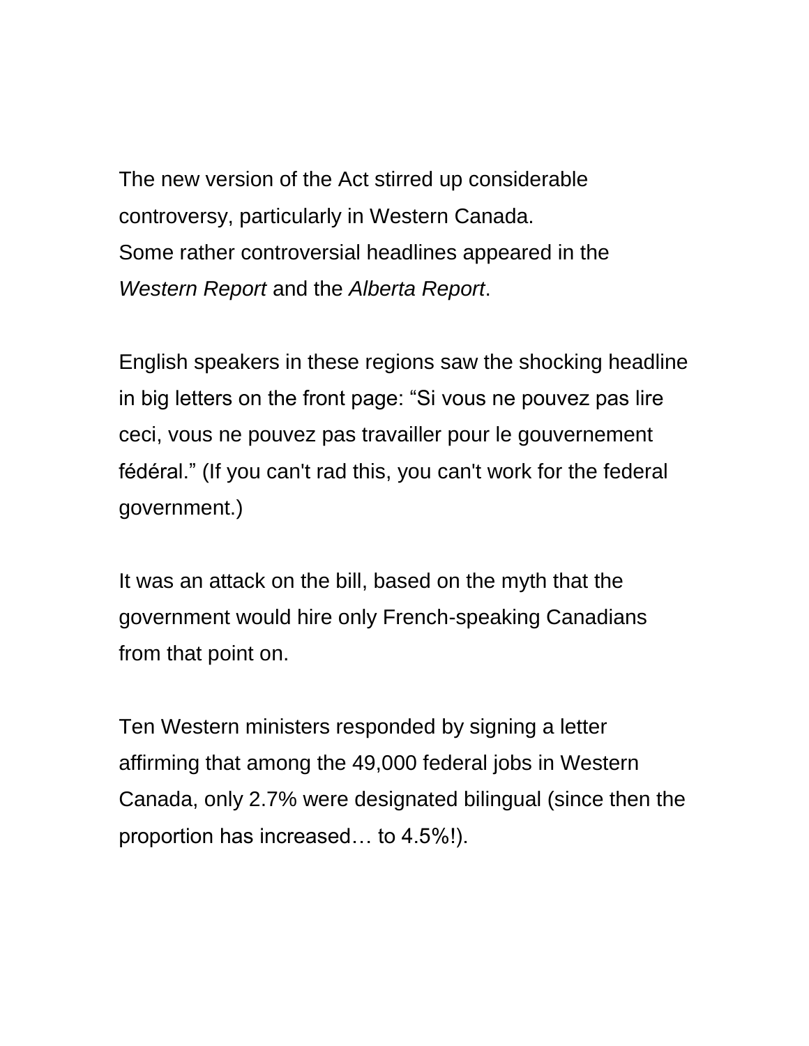The new version of the Act stirred up considerable controversy, particularly in Western Canada.
Some rather controversial headlines appeared in the *Western Report* and the *Alberta Report*.

English speakers in these regions saw the shocking headline in big letters on the front page: “Si vous ne pouvez pas lire ceci, vous ne pouvez pas travailler pour le gouvernement fédéral.” (If you can't rad this, you can't work for the federal government.)

It was an attack on the bill, based on the myth that the government would hire only French-speaking Canadians from that point on.

Ten Western ministers responded by signing a letter affirming that among the 49,000 federal jobs in Western Canada, only 2.7% were designated bilingual (since then the proportion has increased… to 4.5%!).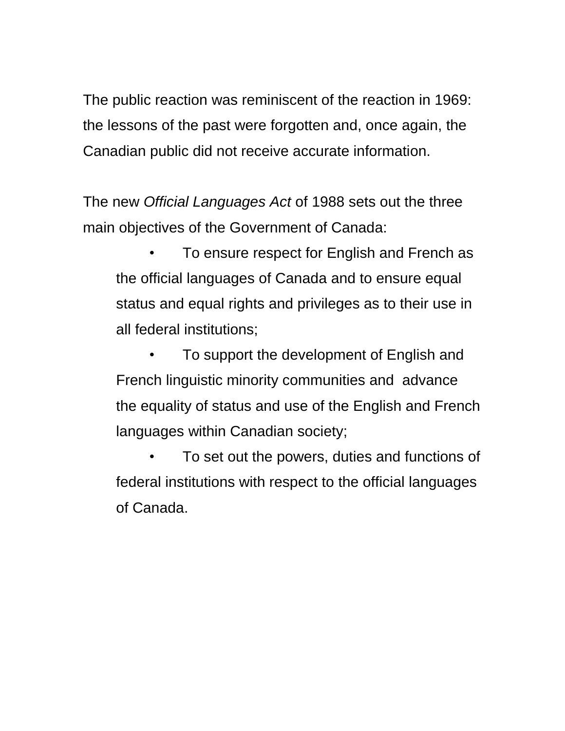The public reaction was reminiscent of the reaction in 1969: the lessons of the past were forgotten and, once again, the Canadian public did not receive accurate information.

The new *Official Languages Act* of 1988 sets out the three main objectives of the Government of Canada:

- To ensure respect for English and French as the official languages of Canada and to ensure equal status and equal rights and privileges as to their use in all federal institutions;
- To support the development of English and French linguistic minority communities and advance the equality of status and use of the English and French languages within Canadian society;
- To set out the powers, duties and functions of federal institutions with respect to the official languages of Canada.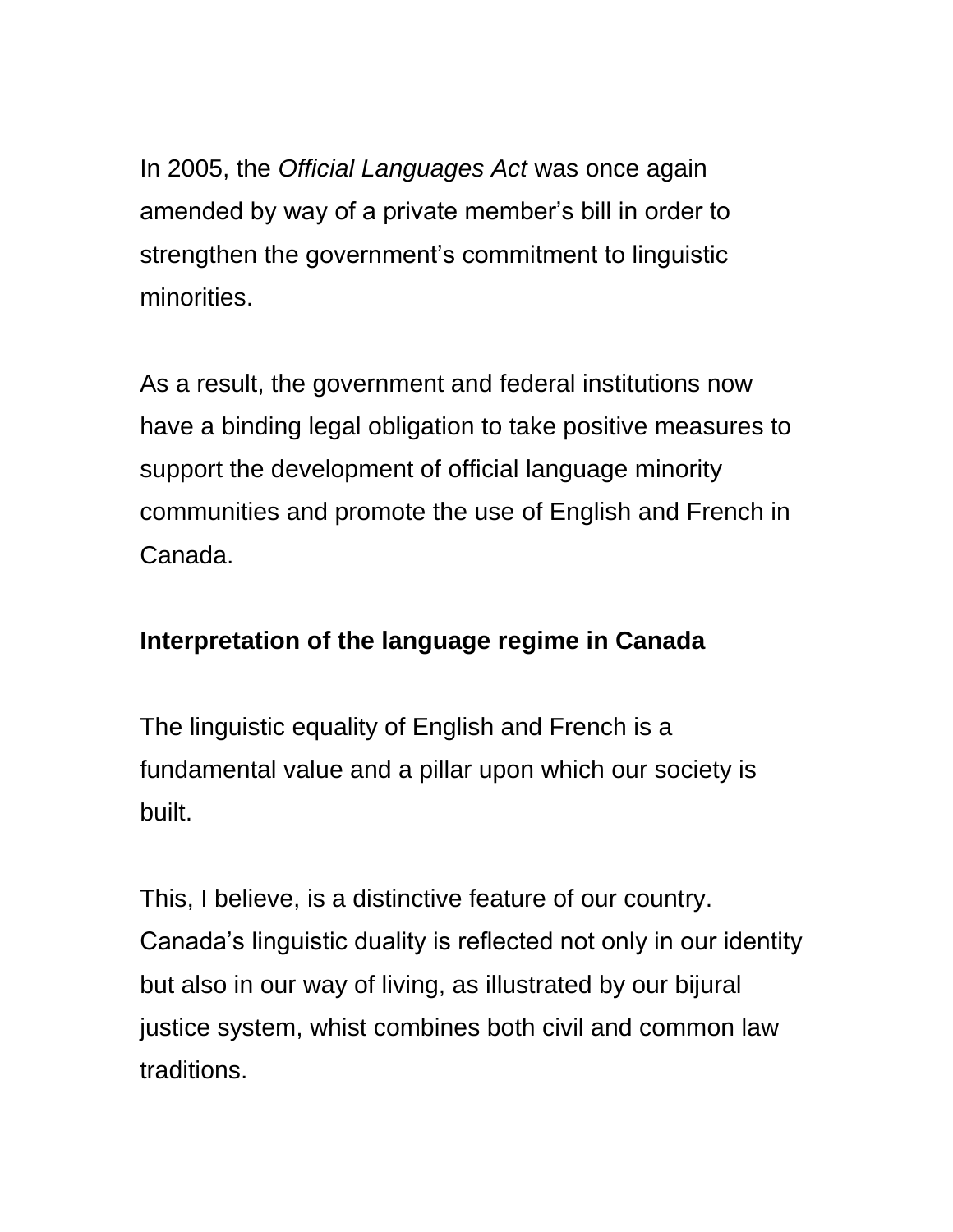In 2005, the *Official Languages Act* was once again amended by way of a private member's bill in order to strengthen the government's commitment to linguistic minorities.

As a result, the government and federal institutions now have a binding legal obligation to take positive measures to support the development of official language minority communities and promote the use of English and French in Canada.

**Interpretation of the language regime in Canada**

The linguistic equality of English and French is a fundamental value and a pillar upon which our society is built.

This, I believe, is a distinctive feature of our country. Canada's linguistic duality is reflected not only in our identity but also in our way of living, as illustrated by our bijural justice system, whist combines both civil and common law traditions.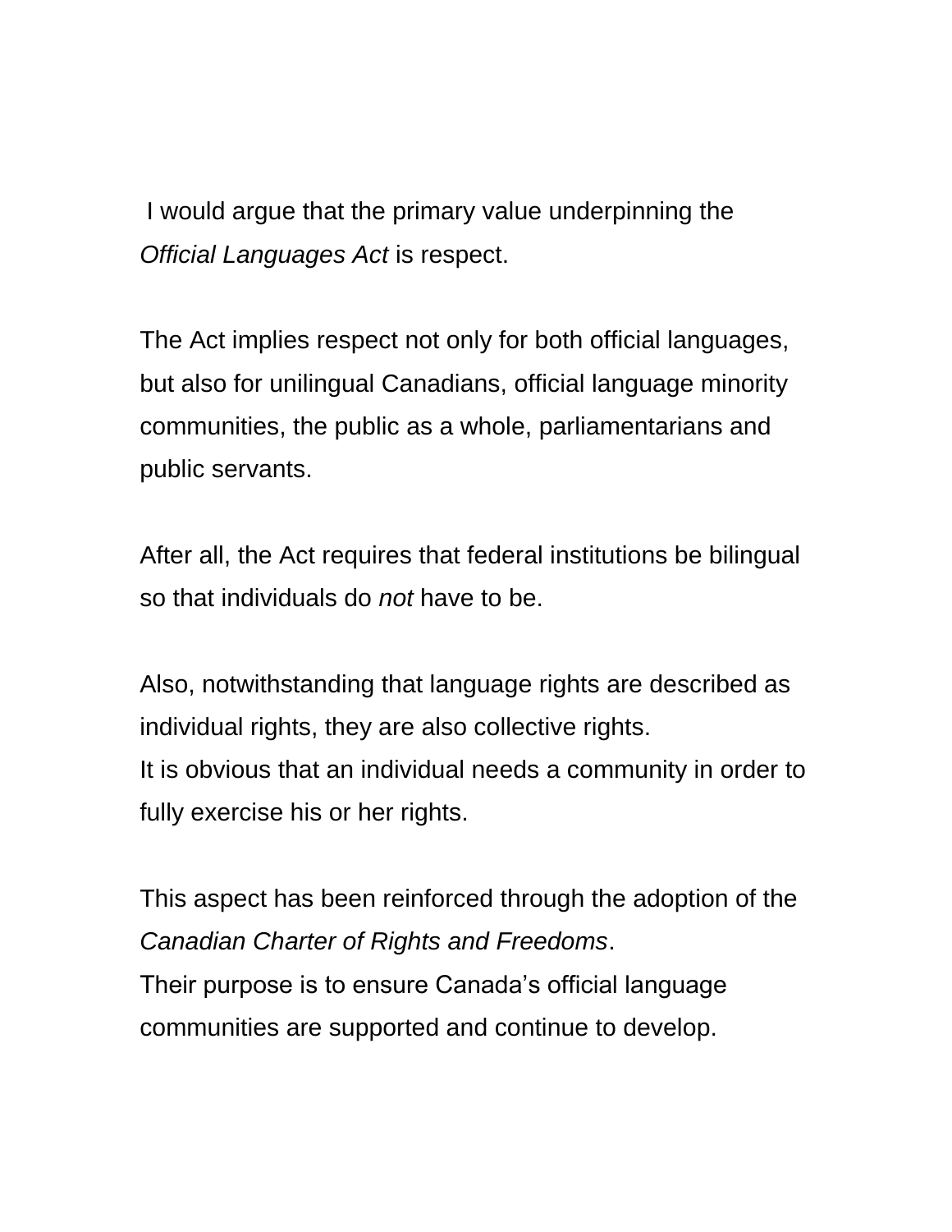I would argue that the primary value underpinning the *Official Languages Act* is respect.

The Act implies respect not only for both official languages, but also for unilingual Canadians, official language minority communities, the public as a whole, parliamentarians and public servants.

After all, the Act requires that federal institutions be bilingual so that individuals do *not* have to be.

Also, notwithstanding that language rights are described as individual rights, they are also collective rights.
It is obvious that an individual needs a community in order to fully exercise his or her rights.

This aspect has been reinforced through the adoption of the *Canadian Charter of Rights and Freedoms*.
Their purpose is to ensure Canada's official language communities are supported and continue to develop.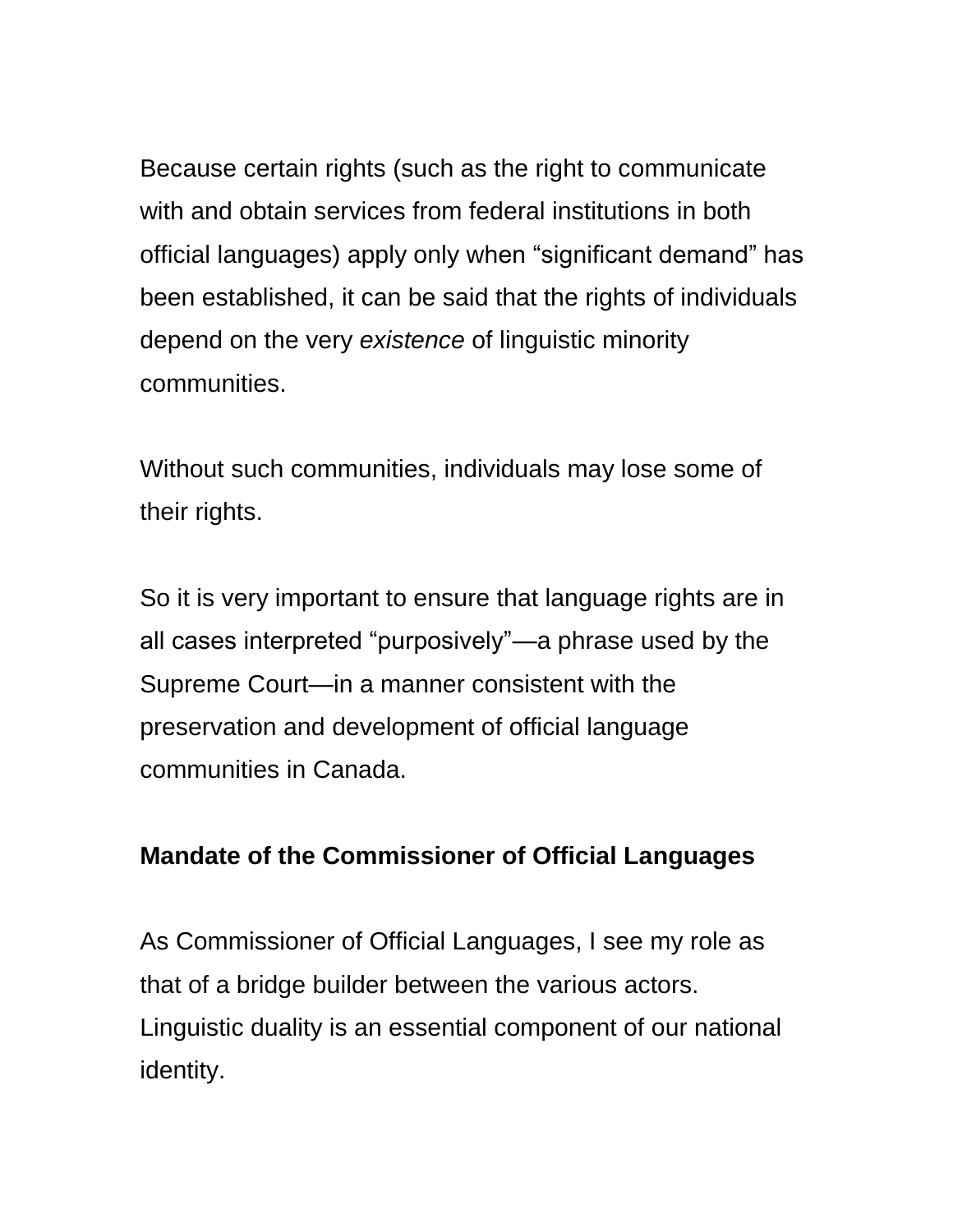Because certain rights (such as the right to communicate with and obtain services from federal institutions in both official languages) apply only when "significant demand" has been established, it can be said that the rights of individuals depend on the very *existence* of linguistic minority communities.

Without such communities, individuals may lose some of their rights.

So it is very important to ensure that language rights are in all cases interpreted "purposively"—a phrase used by the Supreme Court—in a manner consistent with the preservation and development of official language communities in Canada.

**Mandate of the Commissioner of Official Languages**

As Commissioner of Official Languages, I see my role as that of a bridge builder between the various actors. Linguistic duality is an essential component of our national identity.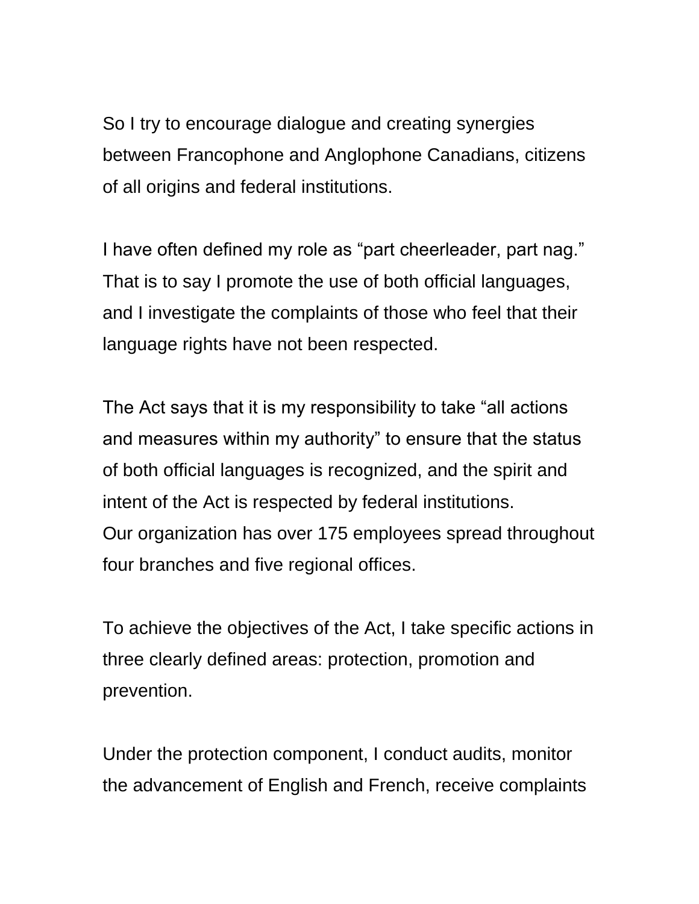So I try to encourage dialogue and creating synergies between Francophone and Anglophone Canadians, citizens of all origins and federal institutions.

I have often defined my role as "part cheerleader, part nag." That is to say I promote the use of both official languages, and I investigate the complaints of those who feel that their language rights have not been respected.

The Act says that it is my responsibility to take "all actions and measures within my authority" to ensure that the status of both official languages is recognized, and the spirit and intent of the Act is respected by federal institutions.
Our organization has over 175 employees spread throughout four branches and five regional offices.

To achieve the objectives of the Act, I take specific actions in three clearly defined areas: protection, promotion and prevention.

Under the protection component, I conduct audits, monitor the advancement of English and French, receive complaints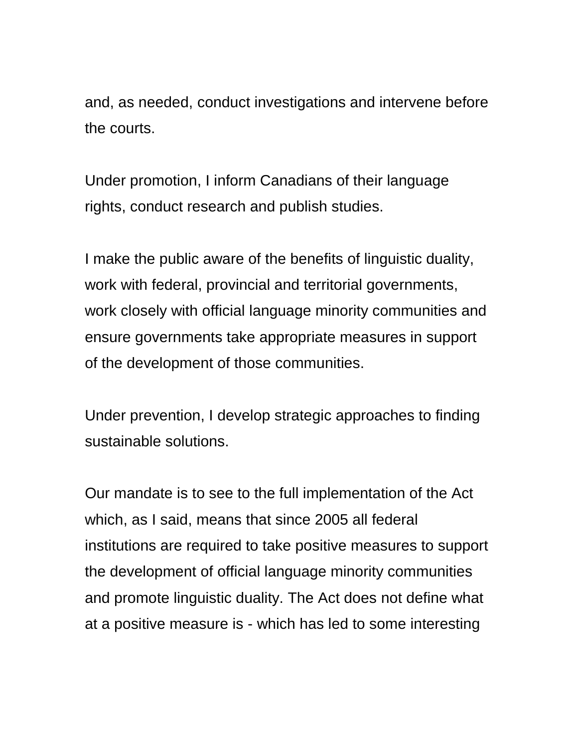and, as needed, conduct investigations and intervene before the courts.

Under promotion, I inform Canadians of their language rights, conduct research and publish studies.

I make the public aware of the benefits of linguistic duality, work with federal, provincial and territorial governments, work closely with official language minority communities and ensure governments take appropriate measures in support of the development of those communities.

Under prevention, I develop strategic approaches to finding sustainable solutions.

Our mandate is to see to the full implementation of the Act which, as I said, means that since 2005 all federal institutions are required to take positive measures to support the development of official language minority communities and promote linguistic duality. The Act does not define what at a positive measure is - which has led to some interesting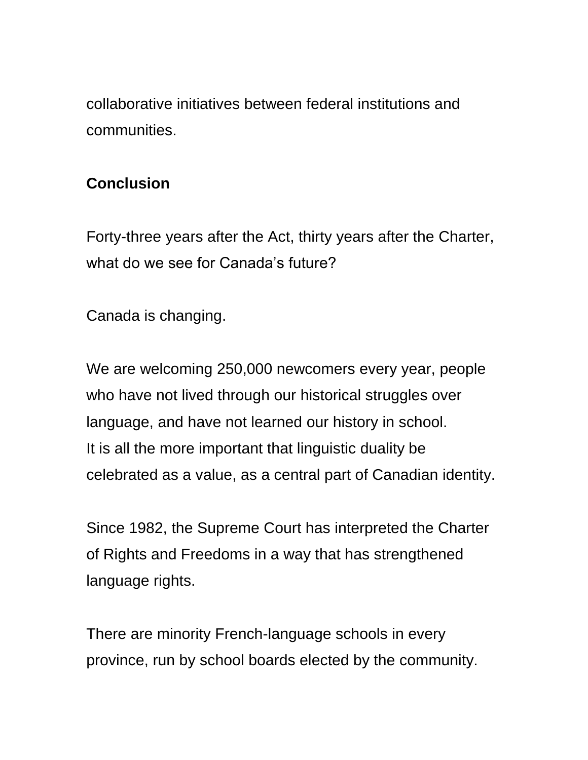collaborative initiatives between federal institutions and communities.

## Conclusion

Forty-three years after the Act, thirty years after the Charter, what do we see for Canada's future?

Canada is changing.

We are welcoming 250,000 newcomers every year, people who have not lived through our historical struggles over language, and have not learned our history in school. It is all the more important that linguistic duality be celebrated as a value, as a central part of Canadian identity.

Since 1982, the Supreme Court has interpreted the Charter of Rights and Freedoms in a way that has strengthened language rights.

There are minority French-language schools in every province, run by school boards elected by the community.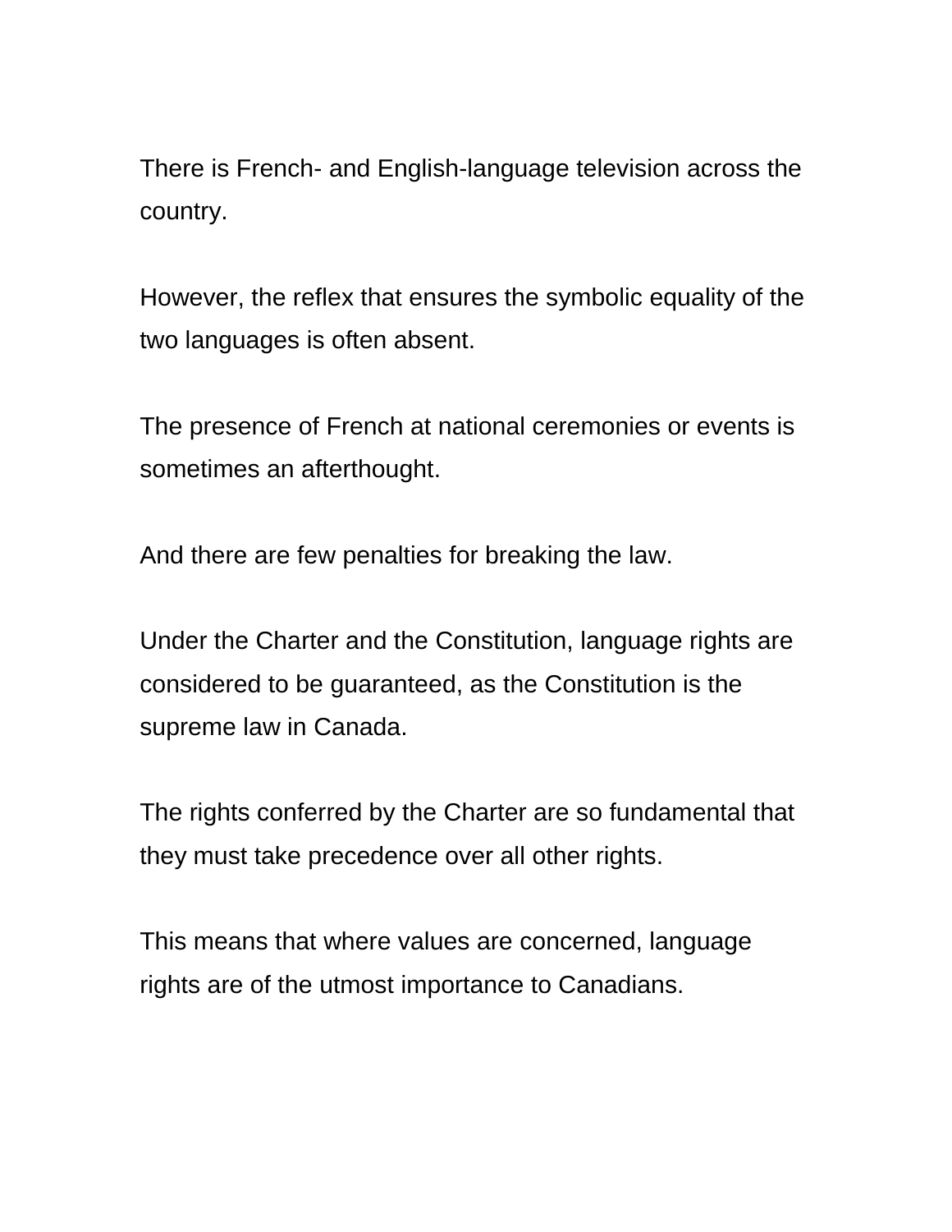There is French- and English-language television across the country.

However, the reflex that ensures the symbolic equality of the two languages is often absent.

The presence of French at national ceremonies or events is sometimes an afterthought.

And there are few penalties for breaking the law.

Under the Charter and the Constitution, language rights are considered to be guaranteed, as the Constitution is the supreme law in Canada.

The rights conferred by the Charter are so fundamental that they must take precedence over all other rights.

This means that where values are concerned, language rights are of the utmost importance to Canadians.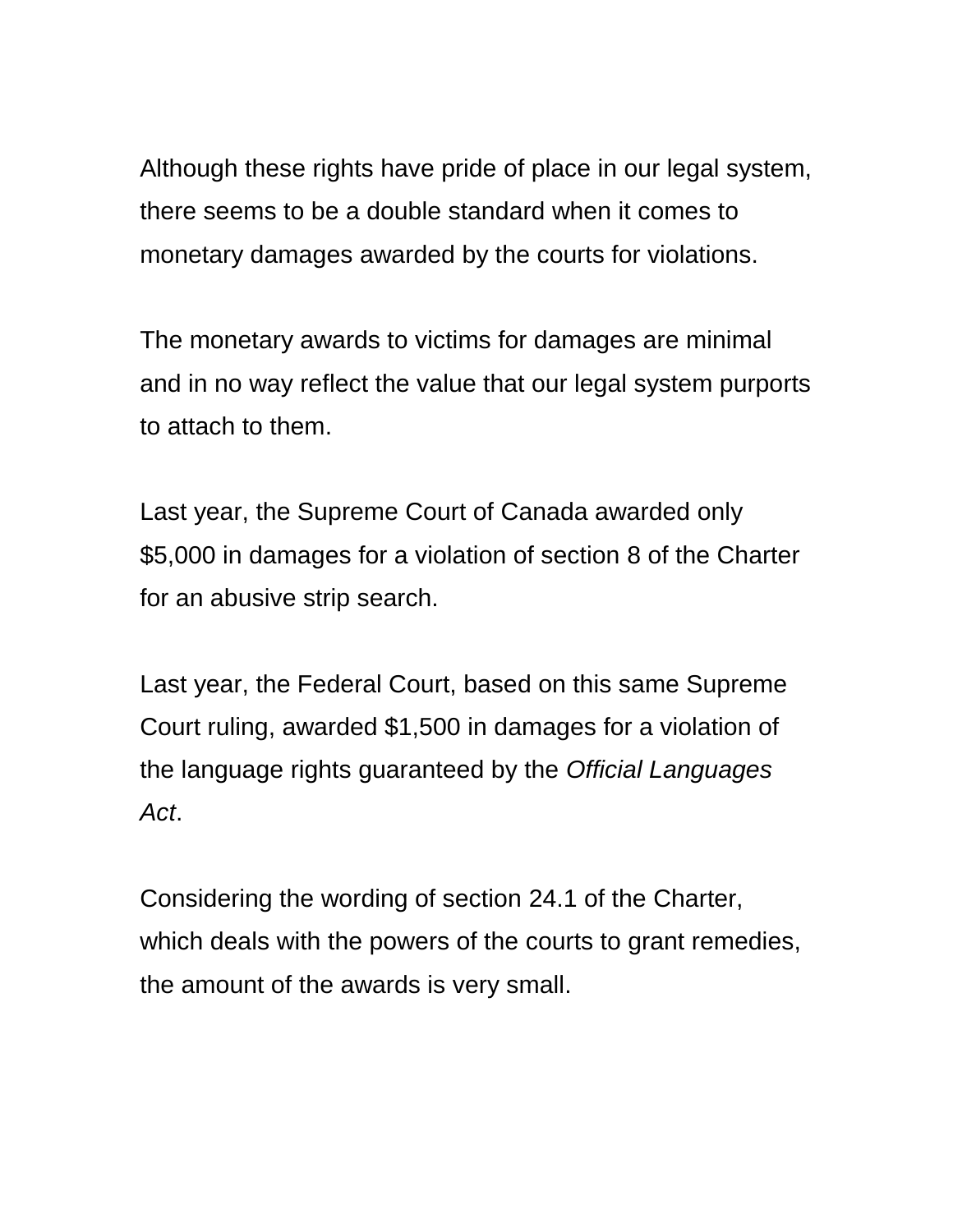Although these rights have pride of place in our legal system, there seems to be a double standard when it comes to monetary damages awarded by the courts for violations.

The monetary awards to victims for damages are minimal and in no way reflect the value that our legal system purports to attach to them.

Last year, the Supreme Court of Canada awarded only $5,000 in damages for a violation of section 8 of the Charter for an abusive strip search.

Last year, the Federal Court, based on this same Supreme Court ruling, awarded $1,500 in damages for a violation of the language rights guaranteed by the *Official Languages Act*.

Considering the wording of section 24.1 of the Charter, which deals with the powers of the courts to grant remedies, the amount of the awards is very small.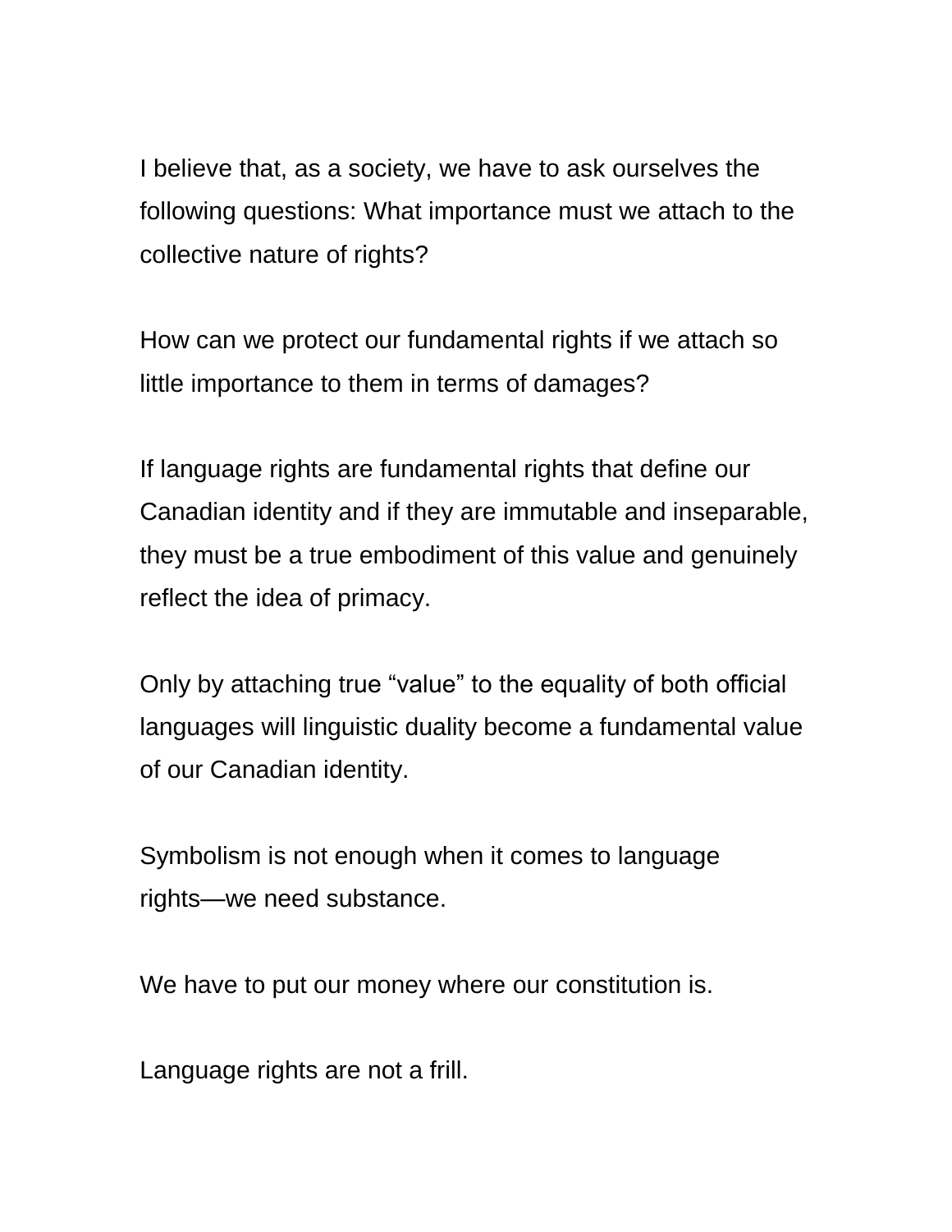I believe that, as a society, we have to ask ourselves the following questions: What importance must we attach to the collective nature of rights?

How can we protect our fundamental rights if we attach so little importance to them in terms of damages?

If language rights are fundamental rights that define our Canadian identity and if they are immutable and inseparable, they must be a true embodiment of this value and genuinely reflect the idea of primacy.

Only by attaching true “value” to the equality of both official languages will linguistic duality become a fundamental value of our Canadian identity.

Symbolism is not enough when it comes to language rights—we need substance.

We have to put our money where our constitution is.

Language rights are not a frill.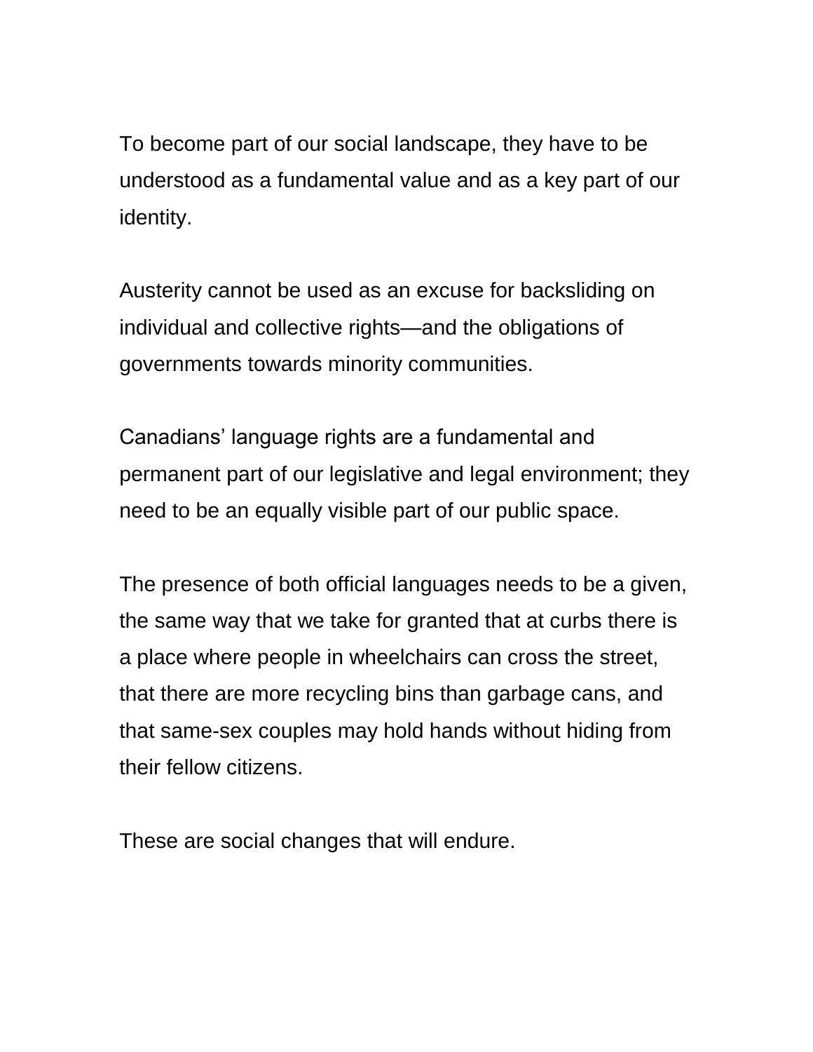To become part of our social landscape, they have to be understood as a fundamental value and as a key part of our identity.

Austerity cannot be used as an excuse for backsliding on individual and collective rights—and the obligations of governments towards minority communities.

Canadians' language rights are a fundamental and permanent part of our legislative and legal environment; they need to be an equally visible part of our public space.

The presence of both official languages needs to be a given, the same way that we take for granted that at curbs there is a place where people in wheelchairs can cross the street, that there are more recycling bins than garbage cans, and that same-sex couples may hold hands without hiding from their fellow citizens.

These are social changes that will endure.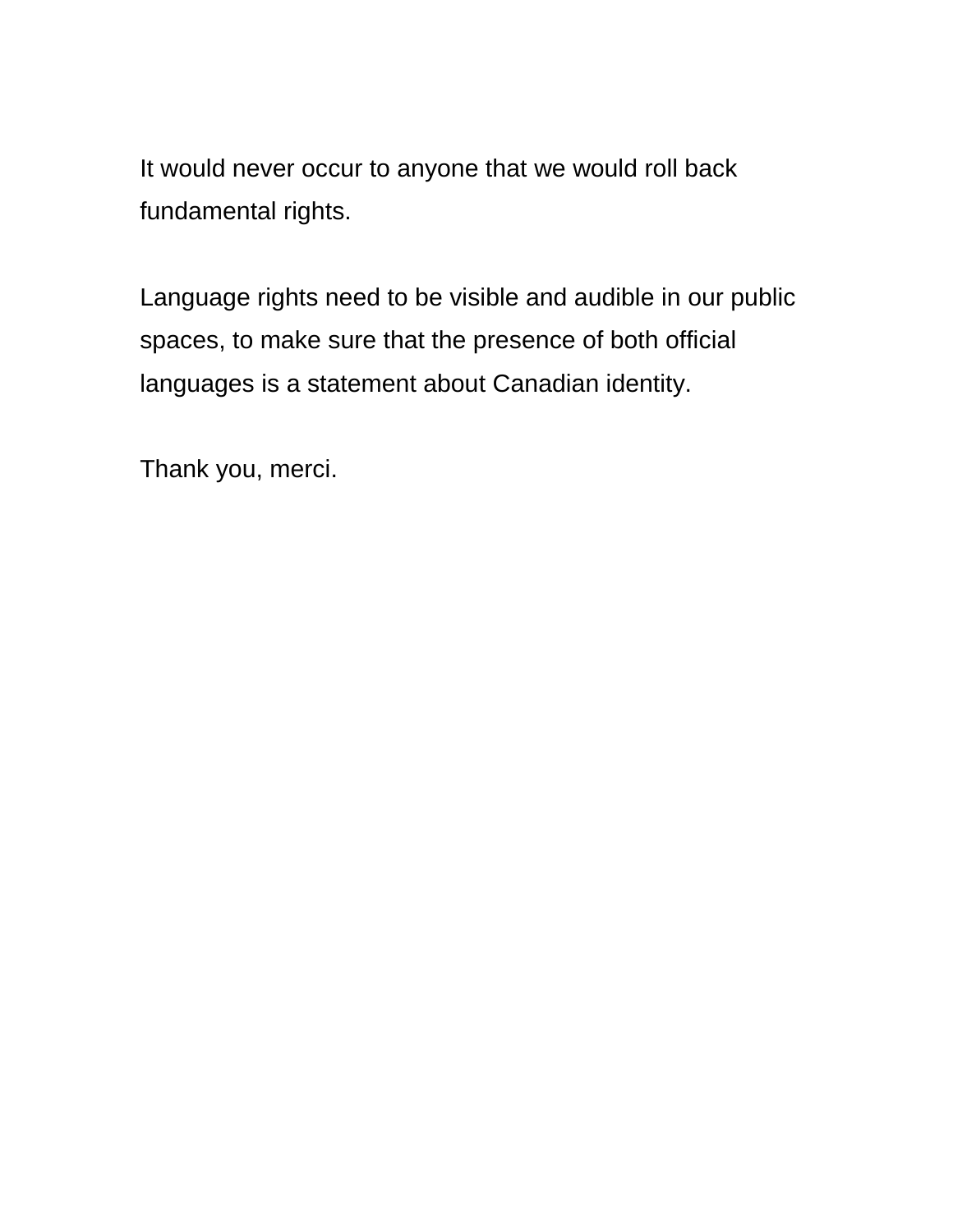It would never occur to anyone that we would roll back fundamental rights.

Language rights need to be visible and audible in our public spaces, to make sure that the presence of both official languages is a statement about Canadian identity.

Thank you, merci.